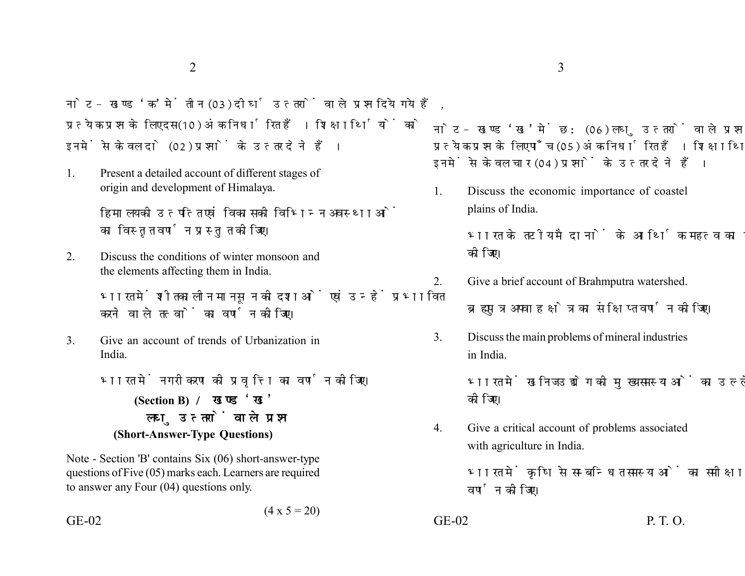नोट - खण्ड 'क' में तीन (03) दीर्घ उत्तरों वाले प्रश्न दिये गये हैं, प्रत्येक प्रश्न के लिए दस (10) अंक निर्धारित हैं। शिक्षार्थियों को इनमें से केवल दो (02) प्रश्नों के उत्तर देने हैं।

1. Present a detailed account of different stages of origin and development of Himalaya.

   हिमालय की उत्पत्ति एवं विकास की विभिन्न अवस्थाओं का विस्तृत वर्णन प्रस्तुत कीजिए।

2. Discuss the conditions of winter monsoon and the elements affecting them in India.

   भारत में शीतकालीन मानसून की दशाओं एवं उन्हें प्रभावित करने वाले तत्वों का वर्णन कीजिए।

3. Give an account of trends of Urbanization in India.

   भारत में नगरीकरण की प्रवृत्ति का वर्णन कीजिए।

## (Section B) / खण्ड 'ख'

### लघु उत्तरों वाले प्रश्न

### (Short-Answer-Type Questions)

Note - Section 'B' contains Six (06) short-answer-type questions of Five (05) marks each. Learners are required to answer any Four (04) questions only.

(4 x 5 = 20)

नोट - खण्ड 'ख' में छः (06) लघु उत्तरों वाले प्रश्न दिये गये हैं, प्रत्येक प्रश्न के लिए पाँच (05) अंक निर्धारित हैं। शिक्षार्थियों को इनमें से केवल चार (04) प्रश्नों के उत्तर देने हैं।

1. Discuss the economic importance of coastel plains of India.

   भारत के तटीय मैदानों के आर्थिक महत्व का वर्णन कीजिए।

2. Give a brief account of Brahmputra watershed.

   ब्रह्मपुत्र अपवाह क्षेत्र का संक्षिप्त वर्णन कीजिए।

3. Discuss the main problems of mineral industries in India.

   भारत में खनिज उद्योग की मुख्य समस्याओं का उल्लेख कीजिए।

4. Give a critical account of problems associated with agriculture in India.

   भारत में कृषि से सम्बन्धित समस्याओं का समीक्षात्मक वर्णन कीजिए।

P. T. O.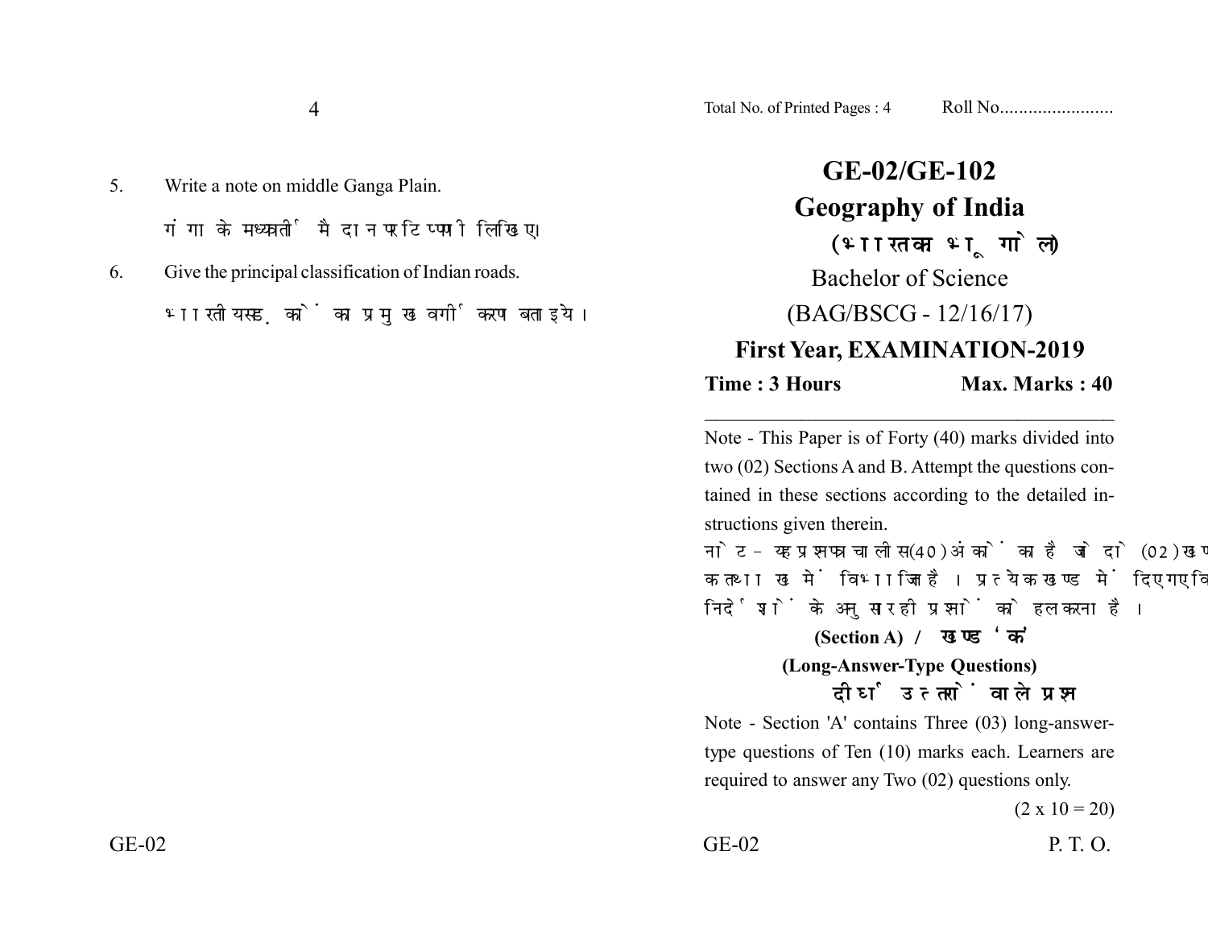5. Write a note on middle Ganga Plain.

   गंगा के मध्यवर्ती मैदान पर टिप्पणी लिखिए।

6. Give the principal classification of Indian roads.

   भारतीय सड़कों का प्रमुख वर्गीकरण बताइये।

Total No. of Printed Pages : 4 Roll No.......................

# GE-02/GE-102

# Geography of India

## (भारत का भूगोल)

Bachelor of Science

(BAG/BSCG - 12/16/17)

### First Year, EXAMINATION-2019

**Time : 3 Hours** **Max. Marks : 40**

---

Note - This Paper is of Forty (40) marks divided into two (02) Sections A and B. Attempt the questions contained in these sections according to the detailed instructions given therein.

नोट - यह प्रश्नपत्र चालीस (40) अंकों का है जो दो (02) खण्डों क तथा ख में विभाजित है। प्रत्येक खण्ड में दिए गए विस्तृत निर्देशों के अनुसार ही प्रश्नों को हल करना है।

**(Section A) / खण्ड 'क'**

**(Long-Answer-Type Questions)**

**दीर्घ उत्तरों वाले प्रश्न**

Note - Section 'A' contains Three (03) long-answer-type questions of Ten (10) marks each. Learners are required to answer any Two (02) questions only.

(2 x 10 = 20)